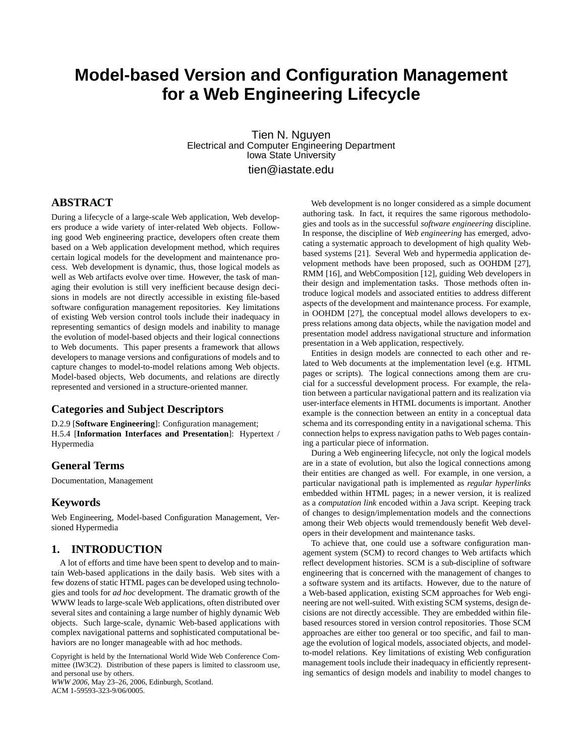# Model-based Version and Configuration Management for a Web Engineering Lifecycle

Tien N. Nguyen
Electrical and Computer Engineering Department
Iowa State University
tien@iastate.edu

## ABSTRACT

During a lifecycle of a large-scale Web application, Web developers produce a wide variety of inter-related Web objects. Following good Web engineering practice, developers often create them based on a Web application development method, which requires certain logical models for the development and maintenance process. Web development is dynamic, thus, those logical models as well as Web artifacts evolve over time. However, the task of managing their evolution is still very inefficient because design decisions in models are not directly accessible in existing file-based software configuration management repositories. Key limitations of existing Web version control tools include their inadequacy in representing semantics of design models and inability to manage the evolution of model-based objects and their logical connections to Web documents. This paper presents a framework that allows developers to manage versions and configurations of models and to capture changes to model-to-model relations among Web objects. Model-based objects, Web documents, and relations are directly represented and versioned in a structure-oriented manner.

## Categories and Subject Descriptors

D.2.9 [**Software Engineering**]: Configuration management;
H.5.4 [**Information Interfaces and Presentation**]: Hypertext / Hypermedia

## General Terms

Documentation, Management

## Keywords

Web Engineering, Model-based Configuration Management, Versioned Hypermedia

## 1. INTRODUCTION

A lot of efforts and time have been spent to develop and to maintain Web-based applications in the daily basis. Web sites with a few dozens of static HTML pages can be developed using technologies and tools for *ad hoc* development. The dramatic growth of the WWW leads to large-scale Web applications, often distributed over several sites and containing a large number of highly dynamic Web objects. Such large-scale, dynamic Web-based applications with complex navigational patterns and sophisticated computational behaviors are no longer manageable with ad hoc methods.

Copyright is held by the International World Wide Web Conference Committee (IW3C2). Distribution of these papers is limited to classroom use, and personal use by others.
*WWW 2006*, May 23–26, 2006, Edinburgh, Scotland.
ACM 1-59593-323-9/06/0005.

Web development is no longer considered as a simple document authoring task. In fact, it requires the same rigorous methodologies and tools as in the successful *software engineering* discipline. In response, the discipline of *Web engineering* has emerged, advocating a systematic approach to development of high quality Web-based systems [21]. Several Web and hypermedia application development methods have been proposed, such as OOHDM [27], RMM [16], and WebComposition [12], guiding Web developers in their design and implementation tasks. Those methods often introduce logical models and associated entities to address different aspects of the development and maintenance process. For example, in OOHDM [27], the conceptual model allows developers to express relations among data objects, while the navigation model and presentation model address navigational structure and information presentation in a Web application, respectively.

Entities in design models are connected to each other and related to Web documents at the implementation level (e.g. HTML pages or scripts). The logical connections among them are crucial for a successful development process. For example, the relation between a particular navigational pattern and its realization via user-interface elements in HTML documents is important. Another example is the connection between an entity in a conceptual data schema and its corresponding entity in a navigational schema. This connection helps to express navigation paths to Web pages containing a particular piece of information.

During a Web engineering lifecycle, not only the logical models are in a state of evolution, but also the logical connections among their entities are changed as well. For example, in one version, a particular navigational path is implemented as *regular hyperlinks* embedded within HTML pages; in a newer version, it is realized as a *computation link* encoded within a Java script. Keeping track of changes to design/implementation models and the connections among their Web objects would tremendously benefit Web developers in their development and maintenance tasks.

To achieve that, one could use a software configuration management system (SCM) to record changes to Web artifacts which reflect development histories. SCM is a sub-discipline of software engineering that is concerned with the management of changes to a software system and its artifacts. However, due to the nature of a Web-based application, existing SCM approaches for Web engineering are not well-suited. With existing SCM systems, design decisions are not directly accessible. They are embedded within file-based resources stored in version control repositories. Those SCM approaches are either too general or too specific, and fail to manage the evolution of logical models, associated objects, and model-to-model relations. Key limitations of existing Web configuration management tools include their inadequacy in efficiently representing semantics of design models and inability to model changes to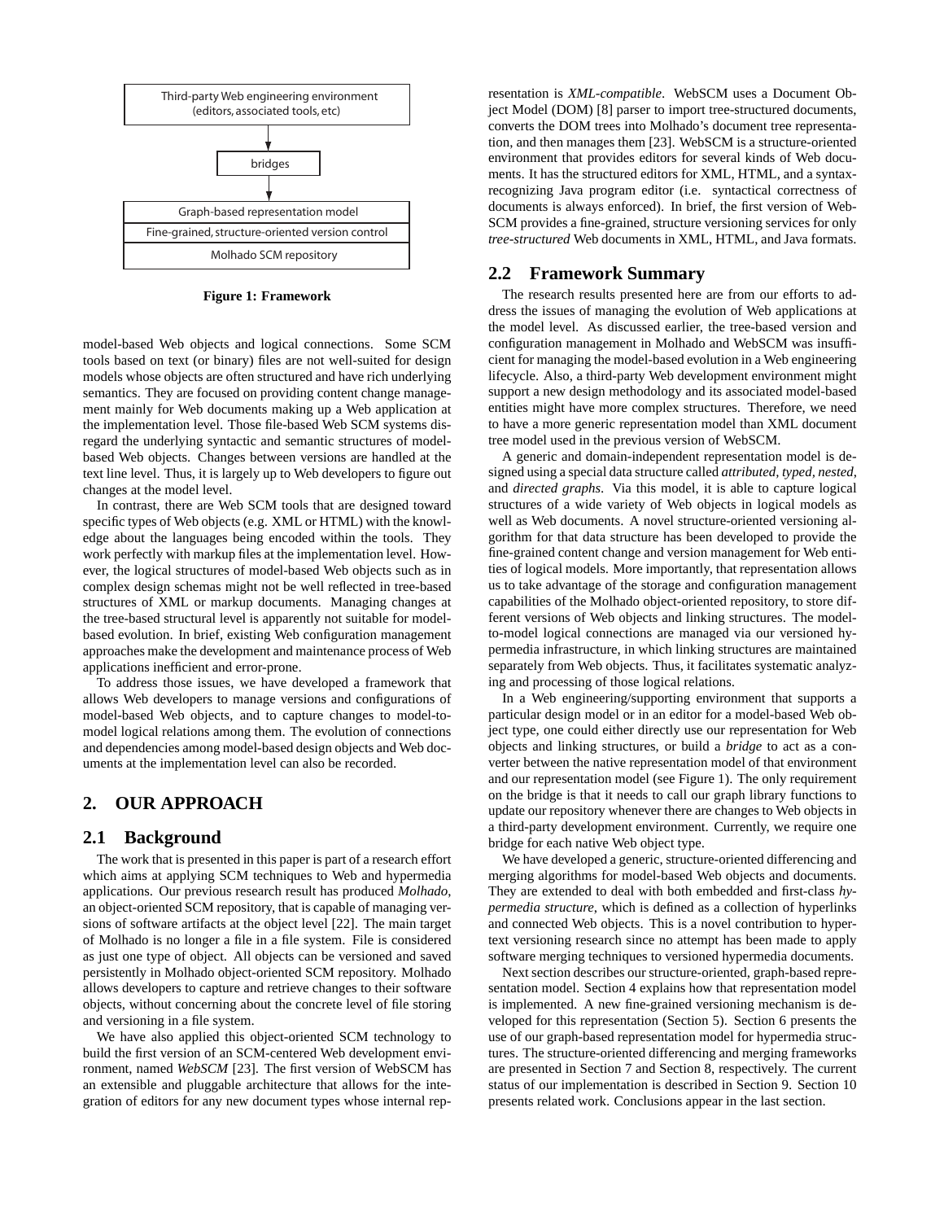Third-party Web engineering environment
(editors, associated tools, etc)

bridges

Graph-based representation model

Fine-grained, structure-oriented version control

Molhado SCM repository

**Figure 1: Framework**

model-based Web objects and logical connections. Some SCM tools based on text (or binary) files are not well-suited for design models whose objects are often structured and have rich underlying semantics. They are focused on providing content change management mainly for Web documents making up a Web application at the implementation level. Those file-based Web SCM systems disregard the underlying syntactic and semantic structures of model-based Web objects. Changes between versions are handled at the text line level. Thus, it is largely up to Web developers to figure out changes at the model level.

In contrast, there are Web SCM tools that are designed toward specific types of Web objects (e.g. XML or HTML) with the knowledge about the languages being encoded within the tools. They work perfectly with markup files at the implementation level. However, the logical structures of model-based Web objects such as in complex design schemas might not be well reflected in tree-based structures of XML or markup documents. Managing changes at the tree-based structural level is apparently not suitable for model-based evolution. In brief, existing Web configuration management approaches make the development and maintenance process of Web applications inefficient and error-prone.

To address those issues, we have developed a framework that allows Web developers to manage versions and configurations of model-based Web objects, and to capture changes to model-to-model logical relations among them. The evolution of connections and dependencies among model-based design objects and Web documents at the implementation level can also be recorded.

## 2. OUR APPROACH

### 2.1 Background

The work that is presented in this paper is part of a research effort which aims at applying SCM techniques to Web and hypermedia applications. Our previous research result has produced *Molhado*, an object-oriented SCM repository, that is capable of managing versions of software artifacts at the object level [22]. The main target of Molhado is no longer a file in a file system. File is considered as just one type of object. All objects can be versioned and saved persistently in Molhado object-oriented SCM repository. Molhado allows developers to capture and retrieve changes to their software objects, without concerning about the concrete level of file storing and versioning in a file system.

We have also applied this object-oriented SCM technology to build the first version of an SCM-centered Web development environment, named *WebSCM* [23]. The first version of WebSCM has an extensible and pluggable architecture that allows for the integration of editors for any new document types whose internal representation is *XML-compatible*. WebSCM uses a Document Object Model (DOM) [8] parser to import tree-structured documents, converts the DOM trees into Molhado's document tree representation, and then manages them [23]. WebSCM is a structure-oriented environment that provides editors for several kinds of Web documents. It has the structured editors for XML, HTML, and a syntax-recognizing Java program editor (i.e. syntactical correctness of documents is always enforced). In brief, the first version of WebSCM provides a fine-grained, structure versioning services for only *tree-structured* Web documents in XML, HTML, and Java formats.

### 2.2 Framework Summary

The research results presented here are from our efforts to address the issues of managing the evolution of Web applications at the model level. As discussed earlier, the tree-based version and configuration management in Molhado and WebSCM was insufficient for managing the model-based evolution in a Web engineering lifecycle. Also, a third-party Web development environment might support a new design methodology and its associated model-based entities might have more complex structures. Therefore, we need to have a more generic representation model than XML document tree model used in the previous version of WebSCM.

A generic and domain-independent representation model is designed using a special data structure called *attributed*, *typed*, *nested*, and *directed graphs*. Via this model, it is able to capture logical structures of a wide variety of Web objects in logical models as well as Web documents. A novel structure-oriented versioning algorithm for that data structure has been developed to provide the fine-grained content change and version management for Web entities of logical models. More importantly, that representation allows us to take advantage of the storage and configuration management capabilities of the Molhado object-oriented repository, to store different versions of Web objects and linking structures. The model-to-model logical connections are managed via our versioned hypermedia infrastructure, in which linking structures are maintained separately from Web objects. Thus, it facilitates systematic analyzing and processing of those logical relations.

In a Web engineering/supporting environment that supports a particular design model or in an editor for a model-based Web object type, one could either directly use our representation for Web objects and linking structures, or build a *bridge* to act as a converter between the native representation model of that environment and our representation model (see Figure 1). The only requirement on the bridge is that it needs to call our graph library functions to update our repository whenever there are changes to Web objects in a third-party development environment. Currently, we require one bridge for each native Web object type.

We have developed a generic, structure-oriented differencing and merging algorithms for model-based Web objects and documents. They are extended to deal with both embedded and first-class *hypermedia structure*, which is defined as a collection of hyperlinks and connected Web objects. This is a novel contribution to hypertext versioning research since no attempt has been made to apply software merging techniques to versioned hypermedia documents.

Next section describes our structure-oriented, graph-based representation model. Section 4 explains how that representation model is implemented. A new fine-grained versioning mechanism is developed for this representation (Section 5). Section 6 presents the use of our graph-based representation model for hypermedia structures. The structure-oriented differencing and merging frameworks are presented in Section 7 and Section 8, respectively. The current status of our implementation is described in Section 9. Section 10 presents related work. Conclusions appear in the last section.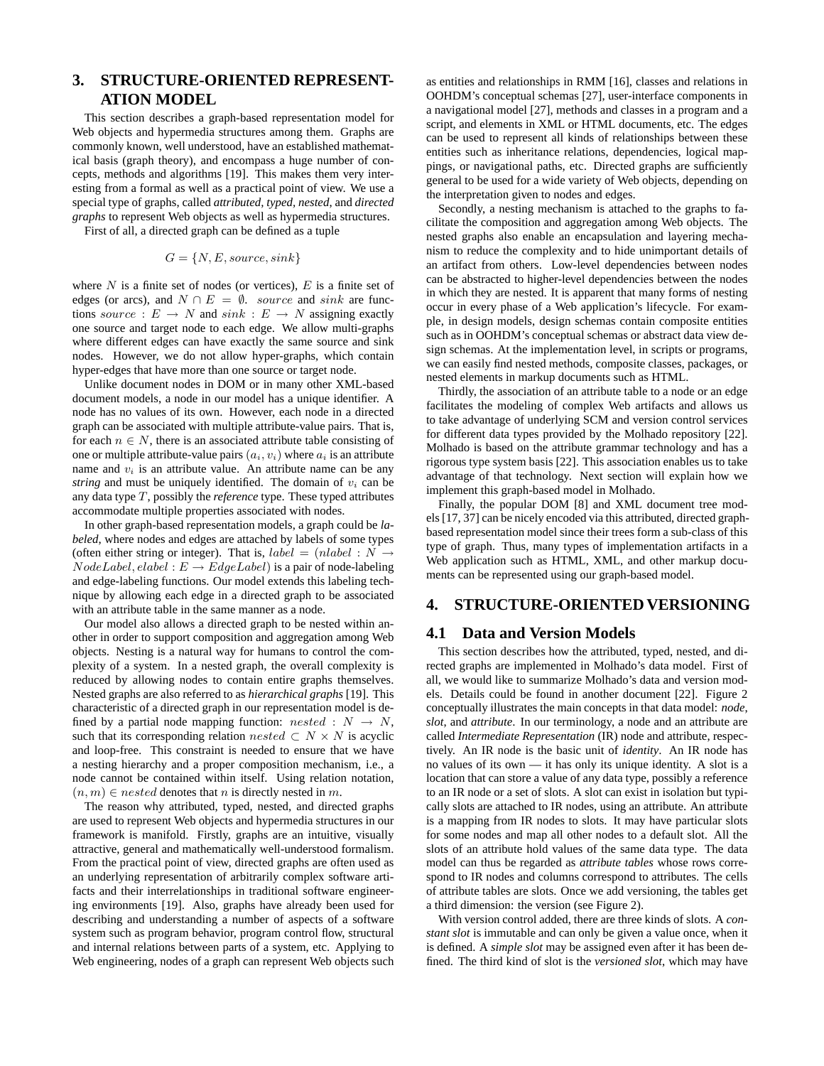## 3. STRUCTURE-ORIENTED REPRESENTATION MODEL

This section describes a graph-based representation model for Web objects and hypermedia structures among them. Graphs are commonly known, well understood, have an established mathematical basis (graph theory), and encompass a huge number of concepts, methods and algorithms [19]. This makes them very interesting from a formal as well as a practical point of view. We use a special type of graphs, called *attributed, typed, nested,* and *directed graphs* to represent Web objects as well as hypermedia structures.

First of all, a directed graph can be defined as a tuple

$$G = \{N, E, source, sink\}$$

where $N$ is a finite set of nodes (or vertices), $E$ is a finite set of edges (or arcs), and $N \cap E = \emptyset$. $source$ and $sink$ are functions $source : E \rightarrow N$ and $sink : E \rightarrow N$ assigning exactly one source and target node to each edge. We allow multi-graphs where different edges can have exactly the same source and sink nodes. However, we do not allow hyper-graphs, which contain hyper-edges that have more than one source or target node.

Unlike document nodes in DOM or in many other XML-based document models, a node in our model has a unique identifier. A node has no values of its own. However, each node in a directed graph can be associated with multiple attribute-value pairs. That is, for each $n \in N$, there is an associated attribute table consisting of one or multiple attribute-value pairs $(a_i, v_i)$ where $a_i$ is an attribute name and $v_i$ is an attribute value. An attribute name can be any *string* and must be uniquely identified. The domain of $v_i$ can be any data type $T$, possibly the *reference* type. These typed attributes accommodate multiple properties associated with nodes.

In other graph-based representation models, a graph could be *labeled*, where nodes and edges are attached by labels of some types (often either string or integer). That is, $label = (nlabel : N \rightarrow NodeLabel, elabel : E \rightarrow EdgeLabel)$ is a pair of node-labeling and edge-labeling functions. Our model extends this labeling technique by allowing each edge in a directed graph to be associated with an attribute table in the same manner as a node.

Our model also allows a directed graph to be nested within another in order to support composition and aggregation among Web objects. Nesting is a natural way for humans to control the complexity of a system. In a nested graph, the overall complexity is reduced by allowing nodes to contain entire graphs themselves. Nested graphs are also referred to as *hierarchical graphs* [19]. This characteristic of a directed graph in our representation model is defined by a partial node mapping function: $nested : N \rightarrow N$, such that its corresponding relation $nested \subset N \times N$ is acyclic and loop-free. This constraint is needed to ensure that we have a nesting hierarchy and a proper composition mechanism, i.e., a node cannot be contained within itself. Using relation notation, $(n, m) \in nested$ denotes that $n$ is directly nested in $m$.

The reason why attributed, typed, nested, and directed graphs are used to represent Web objects and hypermedia structures in our framework is manifold. Firstly, graphs are an intuitive, visually attractive, general and mathematically well-understood formalism. From the practical point of view, directed graphs are often used as an underlying representation of arbitrarily complex software artifacts and their interrelationships in traditional software engineering environments [19]. Also, graphs have already been used for describing and understanding a number of aspects of a software system such as program behavior, program control flow, structural and internal relations between parts of a system, etc. Applying to Web engineering, nodes of a graph can represent Web objects such as entities and relationships in RMM [16], classes and relations in OOHDM's conceptual schemas [27], user-interface components in a navigational model [27], methods and classes in a program and a script, and elements in XML or HTML documents, etc. The edges can be used to represent all kinds of relationships between these entities such as inheritance relations, dependencies, logical mappings, or navigational paths, etc. Directed graphs are sufficiently general to be used for a wide variety of Web objects, depending on the interpretation given to nodes and edges.

Secondly, a nesting mechanism is attached to the graphs to facilitate the composition and aggregation among Web objects. The nested graphs also enable an encapsulation and layering mechanism to reduce the complexity and to hide unimportant details of an artifact from others. Low-level dependencies between nodes can be abstracted to higher-level dependencies between the nodes in which they are nested. It is apparent that many forms of nesting occur in every phase of a Web application's lifecycle. For example, in design models, design schemas contain composite entities such as in OOHDM's conceptual schemas or abstract data view design schemas. At the implementation level, in scripts or programs, we can easily find nested methods, composite classes, packages, or nested elements in markup documents such as HTML.

Thirdly, the association of an attribute table to a node or an edge facilitates the modeling of complex Web artifacts and allows us to take advantage of underlying SCM and version control services for different data types provided by the Molhado repository [22]. Molhado is based on the attribute grammar technology and has a rigorous type system basis [22]. This association enables us to take advantage of that technology. Next section will explain how we implement this graph-based model in Molhado.

Finally, the popular DOM [8] and XML document tree models [17, 37] can be nicely encoded via this attributed, directed graph-based representation model since their trees form a sub-class of this type of graph. Thus, many types of implementation artifacts in a Web application such as HTML, XML, and other markup documents can be represented using our graph-based model.

## 4. STRUCTURE-ORIENTED VERSIONING

### 4.1 Data and Version Models

This section describes how the attributed, typed, nested, and directed graphs are implemented in Molhado's data model. First of all, we would like to summarize Molhado's data and version models. Details could be found in another document [22]. Figure 2 conceptually illustrates the main concepts in that data model: *node, slot,* and *attribute*. In our terminology, a node and an attribute are called *Intermediate Representation* (IR) node and attribute, respectively. An IR node is the basic unit of *identity*. An IR node has no values of its own — it has only its unique identity. A slot is a location that can store a value of any data type, possibly a reference to an IR node or a set of slots. A slot can exist in isolation but typically slots are attached to IR nodes, using an attribute. An attribute is a mapping from IR nodes to slots. It may have particular slots for some nodes and map all other nodes to a default slot. All the slots of an attribute hold values of the same data type. The data model can thus be regarded as *attribute tables* whose rows correspond to IR nodes and columns correspond to attributes. The cells of attribute tables are slots. Once we add versioning, the tables get a third dimension: the version (see Figure 2).

With version control added, there are three kinds of slots. A *constant slot* is immutable and can only be given a value once, when it is defined. A *simple slot* may be assigned even after it has been defined. The third kind of slot is the *versioned slot*, which may have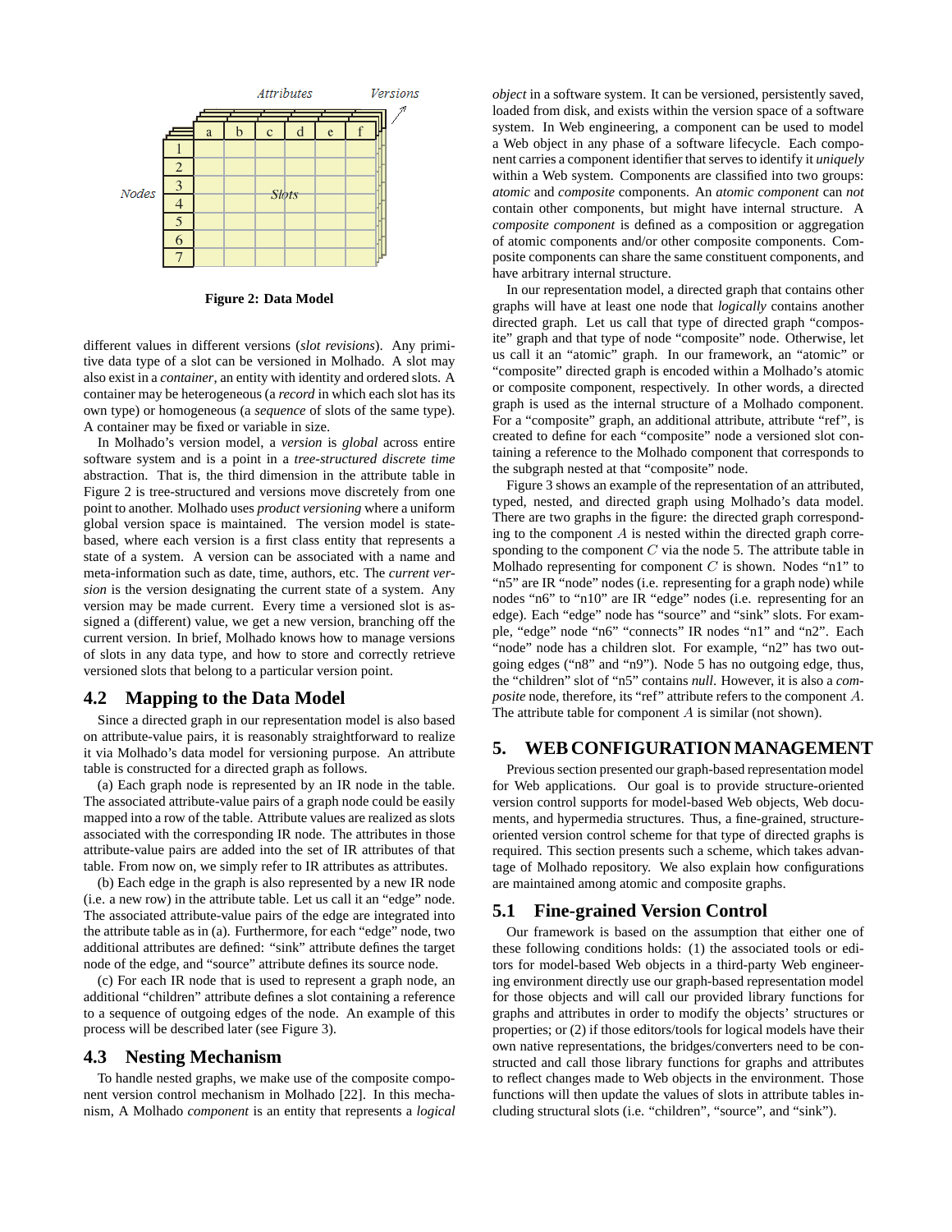Attributes

Versions

a b c d e f

1 2 3 4 5 6 7

Nodes

Slots

**Figure 2: Data Model**

different values in different versions (*slot revisions*). Any primitive data type of a slot can be versioned in Molhado. A slot may also exist in a *container*, an entity with identity and ordered slots. A container may be heterogeneous (a *record* in which each slot has its own type) or homogeneous (a *sequence* of slots of the same type). A container may be fixed or variable in size.

In Molhado's version model, a *version* is *global* across entire software system and is a point in a *tree-structured discrete time* abstraction. That is, the third dimension in the attribute table in Figure 2 is tree-structured and versions move discretely from one point to another. Molhado uses *product versioning* where a uniform global version space is maintained. The version model is state-based, where each version is a first class entity that represents a state of a system. A version can be associated with a name and meta-information such as date, time, authors, etc. The *current version* is the version designating the current state of a system. Any version may be made current. Every time a versioned slot is assigned a (different) value, we get a new version, branching off the current version. In brief, Molhado knows how to manage versions of slots in any data type, and how to store and correctly retrieve versioned slots that belong to a particular version point.

## 4.2 Mapping to the Data Model

Since a directed graph in our representation model is also based on attribute-value pairs, it is reasonably straightforward to realize it via Molhado's data model for versioning purpose. An attribute table is constructed for a directed graph as follows.

(a) Each graph node is represented by an IR node in the table. The associated attribute-value pairs of a graph node could be easily mapped into a row of the table. Attribute values are realized as slots associated with the corresponding IR node. The attributes in those attribute-value pairs are added into the set of IR attributes of that table. From now on, we simply refer to IR attributes as attributes.

(b) Each edge in the graph is also represented by a new IR node (i.e. a new row) in the attribute table. Let us call it an "edge" node. The associated attribute-value pairs of the edge are integrated into the attribute table as in (a). Furthermore, for each "edge" node, two additional attributes are defined: "sink" attribute defines the target node of the edge, and "source" attribute defines its source node.

(c) For each IR node that is used to represent a graph node, an additional "children" attribute defines a slot containing a reference to a sequence of outgoing edges of the node. An example of this process will be described later (see Figure 3).

## 4.3 Nesting Mechanism

To handle nested graphs, we make use of the composite component version control mechanism in Molhado [22]. In this mechanism, A Molhado *component* is an entity that represents a *logical object* in a software system. It can be versioned, persistently saved, loaded from disk, and exists within the version space of a software system. In Web engineering, a component can be used to model a Web object in any phase of a software lifecycle. Each component carries a component identifier that serves to identify it *uniquely* within a Web system. Components are classified into two groups: *atomic* and *composite* components. An *atomic component* can *not* contain other components, but might have internal structure. A *composite component* is defined as a composition or aggregation of atomic components and/or other composite components. Composite components can share the same constituent components, and have arbitrary internal structure.

In our representation model, a directed graph that contains other graphs will have at least one node that *logically* contains another directed graph. Let us call that type of directed graph "composite" graph and that type of node "composite" node. Otherwise, let us call it an "atomic" graph. In our framework, an "atomic" or "composite" directed graph is encoded within a Molhado's atomic or composite component, respectively. In other words, a directed graph is used as the internal structure of a Molhado component. For a "composite" graph, an additional attribute, "ref", is created to define for each "composite" node a versioned slot containing a reference to the Molhado component that corresponds to the subgraph nested at that "composite" node.

Figure 3 shows an example of the representation of an attributed, typed, nested, and directed graph using Molhado's data model. There are two graphs in the figure: the directed graph corresponding to the component $A$ is nested within the directed graph corresponding to the component $C$ via the node 5. The attribute table in Molhado representing for component $C$ is shown. Nodes "n1" to "n5" are IR "node" nodes (i.e. representing for a graph node) while nodes "n6" to "n10" are IR "edge" nodes (i.e. representing for an edge). Each "edge" node has "source" and "sink" slots. For example, "edge" node "n6" "connects" IR nodes "n1" and "n2". Each "node" node has a children slot. For example, "n2" has two outgoing edges ("n8" and "n9"). Node 5 has no outgoing edge, thus, the "children" slot of "n5" contains *null*. However, it is also a *composite* node, therefore, its "ref" attribute refers to the component $A$. The attribute table for component $A$ is similar (not shown).

# 5. WEB CONFIGURATION MANAGEMENT

Previous section presented our graph-based representation model for Web applications. Our goal is to provide structure-oriented version control supports for model-based Web objects, Web documents, and hypermedia structures. Thus, a fine-grained, structure-oriented version control scheme for that type of directed graphs is required. This section presents such a scheme, which takes advantage of Molhado repository. We also explain how configurations are maintained among atomic and composite graphs.

## 5.1 Fine-grained Version Control

Our framework is based on the assumption that either one of these following conditions holds: (1) the associated tools or editors for model-based Web objects in a third-party Web engineering environment directly use our graph-based representation model for those objects and will call our provided library functions for graphs and attributes in order to modify the objects' structures or properties; or (2) if those editors/tools for logical models have their own native representations, the bridges/converters need to be constructed and call those library functions for graphs and attributes to reflect changes made to Web objects in the environment. Those functions will then update the values of slots in attribute tables including structural slots (i.e. "children", "source", and "sink").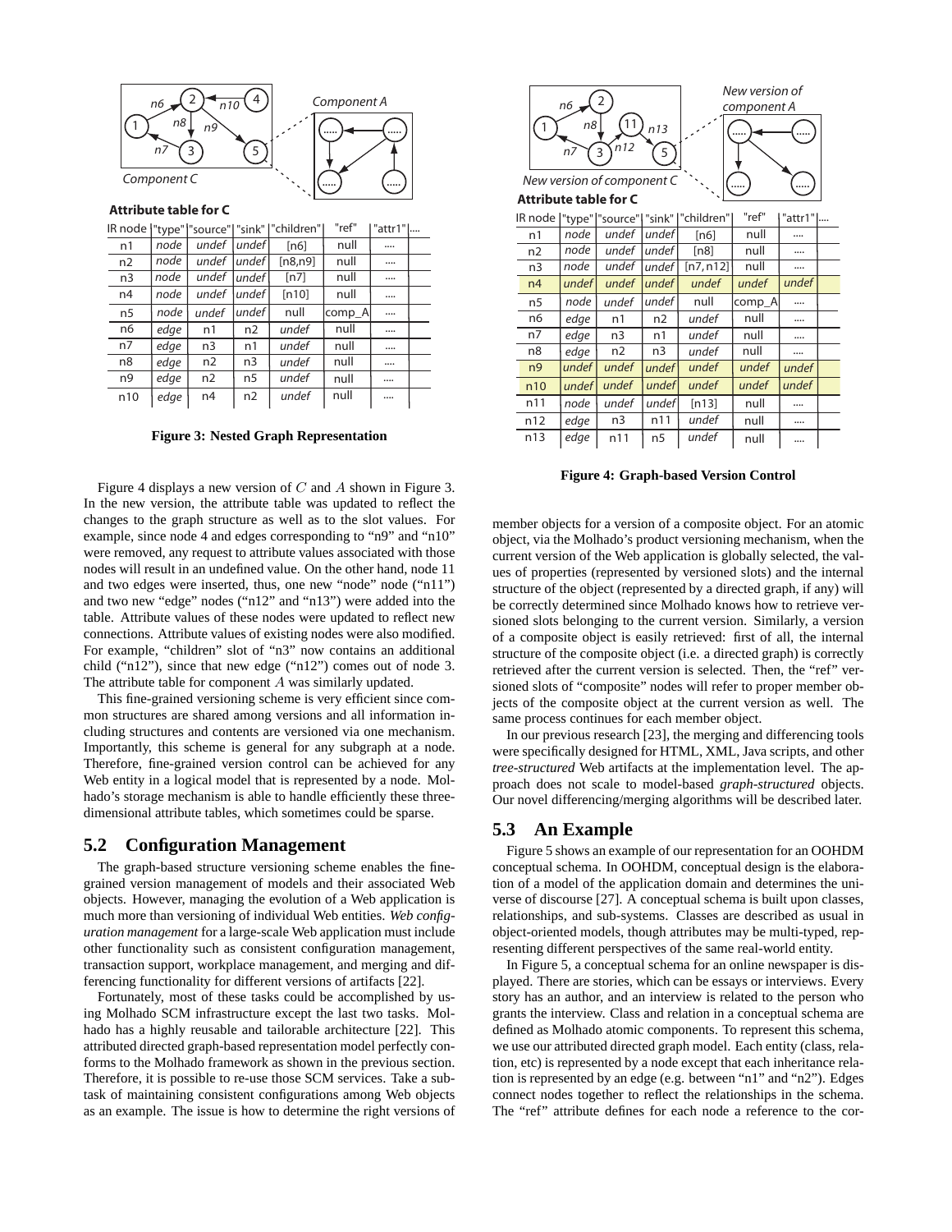Attribute table for C

| IR node | "type" | "source" | "sink" | "children" | "ref" | "attr1" | .... |
|---|---|---|---|---|---|---|---|
| n1 | *node* | *undef* | *undef* | [n6] | null | .... | |
| n2 | *node* | *undef* | *undef* | [n8,n9] | null | .... | |
| n3 | *node* | *undef* | *undef* | [n7] | null | .... | |
| n4 | *node* | *undef* | *undef* | [n10] | null | .... | |
| n5 | *node* | *undef* | *undef* | null | comp_A | .... | |
| n6 | *edge* | n1 | n2 | *undef* | null | .... | |
| n7 | *edge* | n3 | n1 | *undef* | null | .... | |
| n8 | *edge* | n2 | n3 | *undef* | null | .... | |
| n9 | *edge* | n2 | n5 | *undef* | null | .... | |
| n10 | *edge* | n4 | n2 | *undef* | null | .... | |

**Figure 3: Nested Graph Representation**

Attribute table for C

| IR node | "type" | "source" | "sink" | "children" | "ref" | "attr1" | .... |
|---|---|---|---|---|---|---|---|
| n1 | *node* | *undef* | *undef* | [n6] | null | .... | |
| n2 | *node* | *undef* | *undef* | [n8] | null | .... | |
| n3 | *node* | *undef* | *undef* | [n7, n12] | null | .... | |
| n4 | *undef* | *undef* | *undef* | *undef* | *undef* | *undef* | |
| n5 | *node* | *undef* | *undef* | null | comp_A | .... | |
| n6 | *edge* | n1 | n2 | *undef* | null | .... | |
| n7 | *edge* | n3 | n1 | *undef* | null | .... | |
| n8 | *edge* | n2 | n3 | *undef* | null | .... | |
| n9 | *undef* | *undef* | *undef* | *undef* | *undef* | *undef* | |
| n10 | *undef* | *undef* | *undef* | *undef* | *undef* | *undef* | |
| n11 | *node* | *undef* | *undef* | [n13] | null | .... | |
| n12 | *edge* | n3 | n11 | *undef* | null | .... | |
| n13 | *edge* | n11 | n5 | *undef* | null | .... | |

**Figure 4: Graph-based Version Control**

Figure 4 displays a new version of $C$ and $A$ shown in Figure 3. In the new version, the attribute table was updated to reflect the changes to the graph structure as well as to the slot values. For example, since node 4 and edges corresponding to "n9" and "n10" were removed, any request to attribute values associated with those nodes will result in an undefined value. On the other hand, node 11 and two edges were inserted, thus, one new "node" node ("n11") and two new "edge" nodes ("n12" and "n13") were added into the table. Attribute values of these nodes were updated to reflect new connections. Attribute values of existing nodes were also modified. For example, "children" slot of "n3" now contains an additional child ("n12"), since that new edge ("n12") comes out of node 3. The attribute table for component $A$ was similarly updated.

This fine-grained versioning scheme is very efficient since common structures are shared among versions and all information including structures and contents are versioned via one mechanism. Importantly, this scheme is general for any subgraph at a node. Therefore, fine-grained version control can be achieved for any Web entity in a logical model that is represented by a node. Molhado's storage mechanism is able to handle efficiently these three-dimensional attribute tables, which sometimes could be sparse.

## 5.2 Configuration Management

The graph-based structure versioning scheme enables the fine-grained version management of models and their associated Web objects. However, managing the evolution of a Web application is much more than versioning of individual Web entities. *Web configuration management* for a large-scale Web application must include other functionality such as consistent configuration management, transaction support, workplace management, and merging and differencing functionality for different versions of artifacts [22].

Fortunately, most of these tasks could be accomplished by using Molhado SCM infrastructure except the last two tasks. Molhado has a highly reusable and tailorable architecture [22]. This attributed directed graph-based representation model perfectly conforms to the Molhado framework as shown in the previous section. Therefore, it is possible to re-use those SCM services. Take a subtask of maintaining consistent configurations among Web objects as an example. The issue is how to determine the right versions of member objects for a version of a composite object. For an atomic object, via the Molhado's product versioning mechanism, when the current version of the Web application is globally selected, the values of properties (represented by versioned slots) and the internal structure of the object (represented by a directed graph, if any) will be correctly determined since Molhado knows how to retrieve versioned slots belonging to the current version. Similarly, a version of a composite object is easily retrieved: first of all, the internal structure of the composite object (i.e. a directed graph) is correctly retrieved after the current version is selected. Then, the "ref" versioned slots of "composite" nodes will refer to proper member objects of the composite object at the current version as well. The same process continues for each member object.

In our previous research [23], the merging and differencing tools were specifically designed for HTML, XML, Java scripts, and other *tree-structured* Web artifacts at the implementation level. The approach does not scale to model-based *graph-structured* objects. Our novel differencing/merging algorithms will be described later.

## 5.3 An Example

Figure 5 shows an example of our representation for an OOHDM conceptual schema. In OOHDM, conceptual design is the elaboration of a model of the application domain and determines the universe of discourse [27]. A conceptual schema is built upon classes, relationships, and sub-systems. Classes are described as usual in object-oriented models, though attributes may be multi-typed, representing different perspectives of the same real-world entity.

In Figure 5, a conceptual schema for an online newspaper is displayed. There are stories, which can be essays or interviews. Every story has an author, and an interview is related to the person who grants the interview. Class and relation in a conceptual schema are defined as Molhado atomic components. To represent this schema, we use our attributed directed graph model. Each entity (class, relation, etc) is represented by a node except that each inheritance relation is represented by an edge (e.g. between "n1" and "n2"). Edges connect nodes together to reflect the relationships in the schema. The "ref" attribute defines for each node a reference to the cor-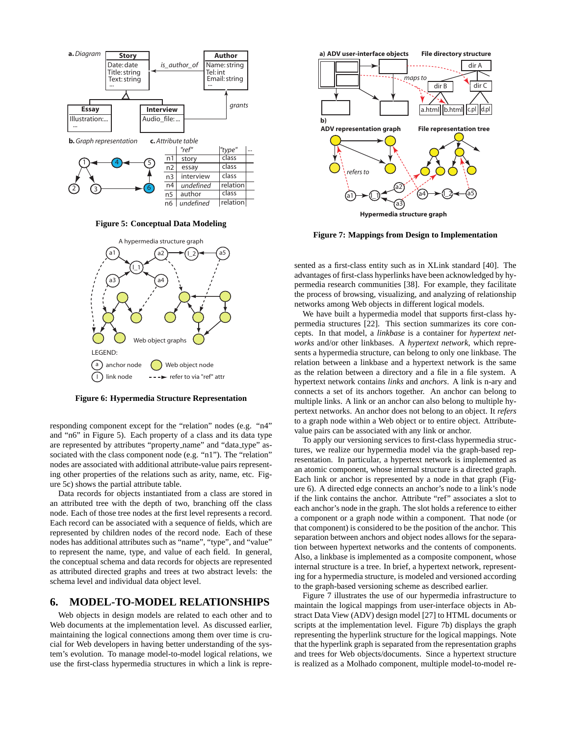**Figure 5: Conceptual Data Modeling**

**Figure 6: Hypermedia Structure Representation**

responding component except for the "relation" nodes (e.g. "n4" and "n6" in Figure 5). Each property of a class and its data type are represented by attributes "property_name" and "data_type" associated with the class component node (e.g. "n1"). The "relation" nodes are associated with additional attribute-value pairs representing other properties of the relations such as arity, name, etc. Figure 5c) shows the partial attribute table.

Data records for objects instantiated from a class are stored in an attributed tree with the depth of two, branching off the class node. Each of those tree nodes at the first level represents a record. Each record can be associated with a sequence of fields, which are represented by children nodes of the record node. Each of these nodes has additional attributes such as "name", "type", and "value" to represent the name, type, and value of each field. In general, the conceptual schema and data records for objects are represented as attributed directed graphs and trees at two abstract levels: the schema level and individual data object level.

## 6. MODEL-TO-MODEL RELATIONSHIPS

Web objects in design models are related to each other and to Web documents at the implementation level. As discussed earlier, maintaining the logical connections among them over time is crucial for Web developers in having better understanding of the system's evolution. To manage model-to-model logical relations, we use the first-class hypermedia structures in which a link is represented as a first-class entity such as in XLink standard [40]. The advantages of first-class hyperlinks have been acknowledged by hypermedia research communities [38]. For example, they facilitate the process of browsing, visualizing, and analyzing of relationship networks among Web objects in different logical models.

We have built a hypermedia model that supports first-class hypermedia structures [22]. This section summarizes its core concepts. In that model, a *linkbase* is a container for *hypertext networks* and/or other linkbases. A *hypertext network*, which represents a hypermedia structure, can belong to only one linkbase. The relation between a linkbase and a hypertext network is the same as the relation between a directory and a file in a file system. A hypertext network contains *links* and *anchors*. A link is n-ary and connects a set of its anchors together. An anchor can belong to multiple links. A link or an anchor can also belong to multiple hypertext networks. An anchor does not belong to an object. It *refers* to a graph node within a Web object or to entire object. Attribute-value pairs can be associated with any link or anchor.

To apply our versioning services to first-class hypermedia structures, we realize our hypermedia model via the graph-based representation. In particular, a hypertext network is implemented as an atomic component, whose internal structure is a directed graph. Each link or anchor is represented by a node in that graph (Figure 6). A directed edge connects an anchor's node to a link's node if the link contains the anchor. Attribute "ref" associates a slot to each anchor's node in the graph. The slot holds a reference to either a component or a graph node within a component. That node (or that component) is considered to be the position of the anchor. This separation between anchors and object nodes allows for the separation between hypertext networks and the contents of components. Also, a linkbase is implemented as a composite component, whose internal structure is a tree. In brief, a hypertext network, representing for a hypermedia structure, is modeled and versioned according to the graph-based versioning scheme as described earlier.

**Figure 7: Mappings from Design to Implementation**

Figure 7 illustrates the use of our hypermedia infrastructure to maintain the logical mappings from user-interface objects in Abstract Data View (ADV) design model [27] to HTML documents or scripts at the implementation level. Figure 7b) displays the graph representing the hyperlink structure for the logical mappings. Note that the hyperlink graph is separated from the representation graphs and trees for Web objects/documents. Since a hypertext structure is realized as a Molhado component, multiple model-to-model re-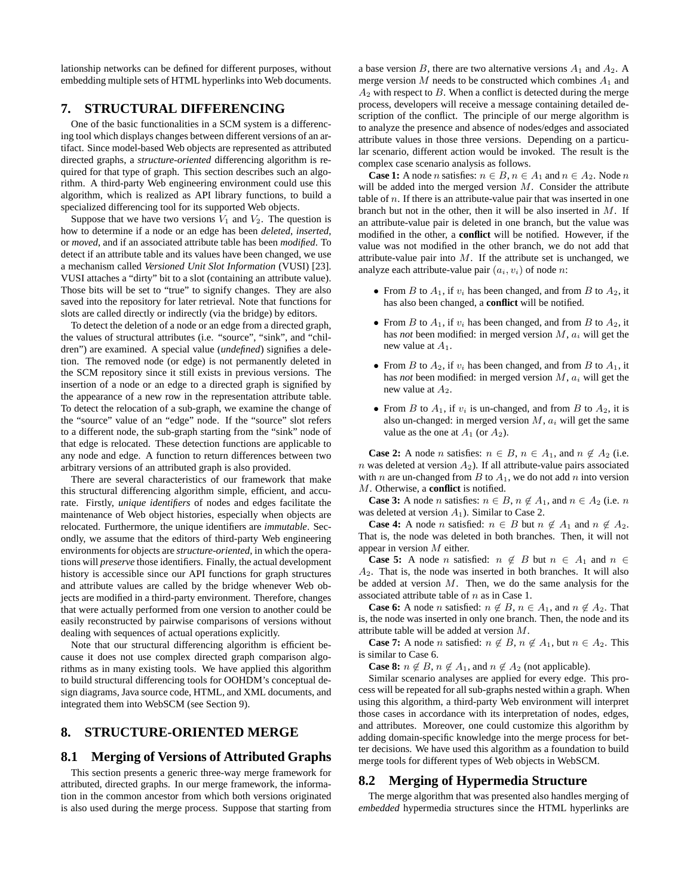lationship networks can be defined for different purposes, without embedding multiple sets of HTML hyperlinks into Web documents.

## 7. STRUCTURAL DIFFERENCING

One of the basic functionalities in a SCM system is a differencing tool which displays changes between different versions of an artifact. Since model-based Web objects are represented as attributed directed graphs, a *structure-oriented* differencing algorithm is required for that type of graph. This section describes such an algorithm. A third-party Web engineering environment could use this algorithm, which is realized as API library functions, to build a specialized differencing tool for its supported Web objects.

Suppose that we have two versions $V_1$ and $V_2$. The question is how to determine if a node or an edge has been *deleted*, *inserted*, or *moved*, and if an associated attribute table has been *modified*. To detect if an attribute table and its values have been changed, we use a mechanism called *Versioned Unit Slot Information* (VUSI) [23]. VUSI attaches a "dirty" bit to a slot (containing an attribute value). Those bits will be set to "true" to signify changes. They are also saved into the repository for later retrieval. Note that functions for slots are called directly or indirectly (via the bridge) by editors.

To detect the deletion of a node or an edge from a directed graph, the values of structural attributes (i.e. "source", "sink", and "children") are examined. A special value (*undefined*) signifies a deletion. The removed node (or edge) is not permanently deleted in the SCM repository since it still exists in previous versions. The insertion of a node or an edge to a directed graph is signified by the appearance of a new row in the representation attribute table. To detect the relocation of a sub-graph, we examine the change of the "source" value of an "edge" node. If the "source" slot refers to a different node, the sub-graph starting from the "sink" node of that edge is relocated. These detection functions are applicable to any node and edge. A function to return differences between two arbitrary versions of an attributed graph is also provided.

There are several characteristics of our framework that make this structural differencing algorithm simple, efficient, and accurate. Firstly, *unique identifiers* of nodes and edges facilitate the maintenance of Web object histories, especially when objects are relocated. Furthermore, the unique identifiers are *immutable*. Secondly, we assume that the editors of third-party Web engineering environments for objects are *structure-oriented*, in which the operations will *preserve* those identifiers. Finally, the actual development history is accessible since our API functions for graph structures and attribute values are called by the bridge whenever Web objects are modified in a third-party environment. Therefore, changes that were actually performed from one version to another could be easily reconstructed by pairwise comparisons of versions without dealing with sequences of actual operations explicitly.

Note that our structural differencing algorithm is efficient because it does not use complex directed graph comparison algorithms as in many existing tools. We have applied this algorithm to build structural differencing tools for OOHDM's conceptual design diagrams, Java source code, HTML, and XML documents, and integrated them into WebSCM (see Section 9).

## 8. STRUCTURE-ORIENTED MERGE

### 8.1 Merging of Versions of Attributed Graphs

This section presents a generic three-way merge framework for attributed, directed graphs. In our merge framework, the information in the common ancestor from which both versions originated is also used during the merge process. Suppose that starting from a base version $B$, there are two alternative versions $A_1$ and $A_2$. A merge version $M$ needs to be constructed which combines $A_1$ and $A_2$ with respect to $B$. When a conflict is detected during the merge process, developers will receive a message containing detailed description of the conflict. The principle of our merge algorithm is to analyze the presence and absence of nodes/edges and associated attribute values in those three versions. Depending on a particular scenario, different action would be invoked. The result is the complex case scenario analysis as follows.

**Case 1:** A node $n$ satisfies: $n \in B$, $n \in A_1$ and $n \in A_2$. Node $n$ will be added into the merged version $M$. Consider the attribute table of $n$. If there is an attribute-value pair that was inserted in one branch but not in the other, then it will be also inserted in $M$. If an attribute-value pair is deleted in one branch, but the value was modified in the other, a **conflict** will be notified. However, if the value was not modified in the other branch, we do not add that attribute-value pair into $M$. If the attribute set is unchanged, we analyze each attribute-value pair $(a_i, v_i)$ of node $n$:

- From $B$ to $A_1$, if $v_i$ has been changed, and from $B$ to $A_2$, it has also been changed, a **conflict** will be notified.
- From $B$ to $A_1$, if $v_i$ has been changed, and from $B$ to $A_2$, it has *not* been modified: in merged version $M$, $a_i$ will get the new value at $A_1$.
- From $B$ to $A_2$, if $v_i$ has been changed, and from $B$ to $A_1$, it has *not* been modified: in merged version $M$, $a_i$ will get the new value at $A_2$.
- From $B$ to $A_1$, if $v_i$ is un-changed, and from $B$ to $A_2$, it is also un-changed: in merged version $M$, $a_i$ will get the same value as the one at $A_1$ (or $A_2$).

**Case 2:** A node $n$ satisfies: $n \in B$, $n \in A_1$, and $n \notin A_2$ (i.e. $n$ was deleted at version $A_2$). If all attribute-value pairs associated with $n$ are un-changed from $B$ to $A_1$, we do not add $n$ into version $M$. Otherwise, a **conflict** is notified.

**Case 3:** A node $n$ satisfies: $n \in B$, $n \notin A_1$, and $n \in A_2$ (i.e. $n$ was deleted at version $A_1$). Similar to Case 2.

**Case 4:** A node $n$ satisfied: $n \in B$ but $n \notin A_1$ and $n \notin A_2$. That is, the node was deleted in both branches. Then, it will not appear in version $M$ either.

**Case 5:** A node $n$ satisfied: $n \notin B$ but $n \in A_1$ and $n \in A_2$. That is, the node was inserted in both branches. It will also be added at version $M$. Then, we do the same analysis for the associated attribute table of $n$ as in Case 1.

**Case 6:** A node $n$ satisfied: $n \notin B$, $n \in A_1$, and $n \notin A_2$. That is, the node was inserted in only one branch. Then, the node and its attribute table will be added at version $M$.

**Case 7:** A node $n$ satisfied: $n \notin B$, $n \notin A_1$, but $n \in A_2$. This is similar to Case 6.

**Case 8:** $n \notin B$, $n \notin A_1$, and $n \notin A_2$ (not applicable).

Similar scenario analyses are applied for every edge. This process will be repeated for all sub-graphs nested within a graph. When using this algorithm, a third-party Web environment will interpret those cases in accordance with its interpretation of nodes, edges, and attributes. Moreover, one could customize this algorithm by adding domain-specific knowledge into the merge process for better decisions. We have used this algorithm as a foundation to build merge tools for different types of Web objects in WebSCM.

### 8.2 Merging of Hypermedia Structure

The merge algorithm that was presented also handles merging of *embedded* hypermedia structures since the HTML hyperlinks are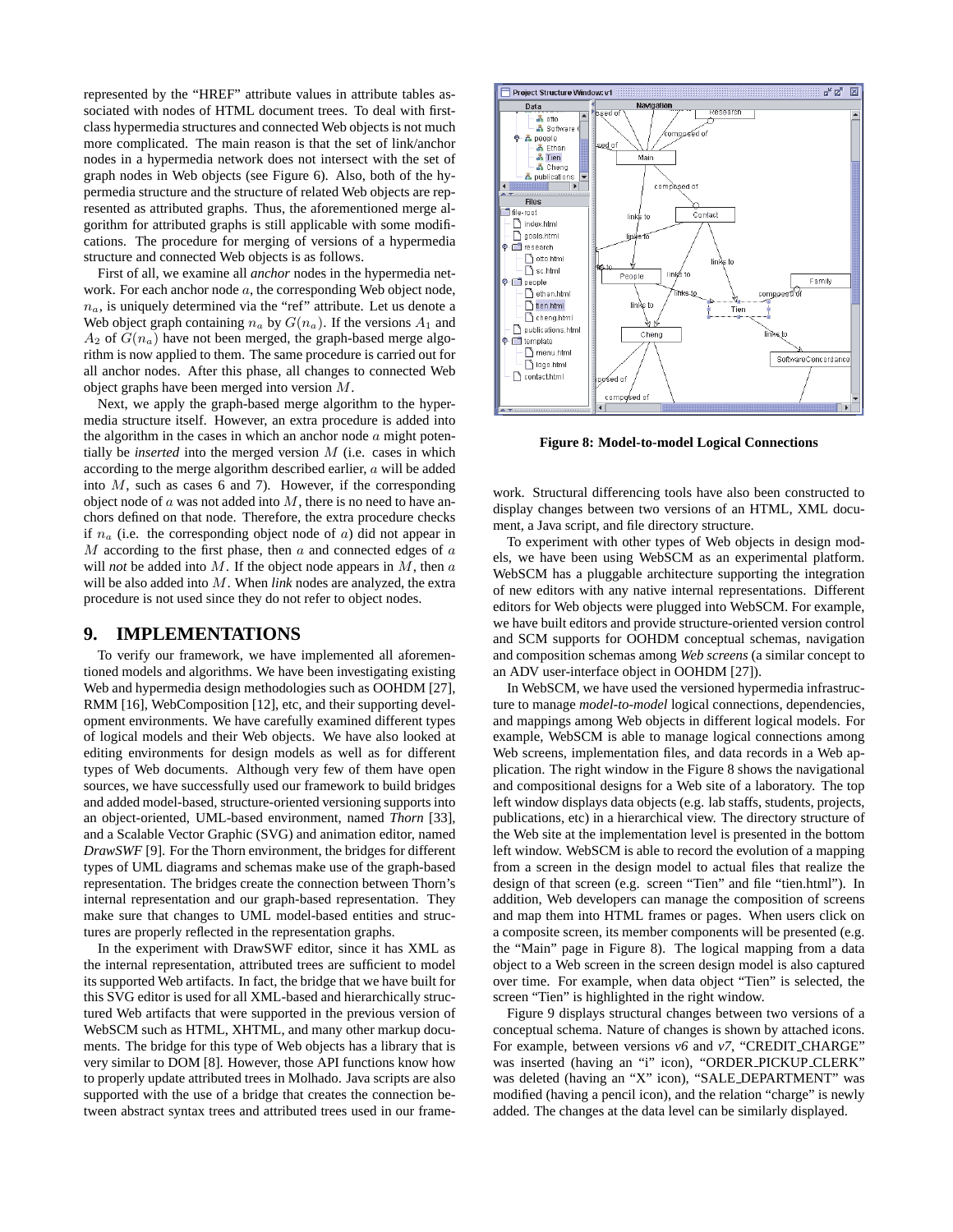represented by the "HREF" attribute values in attribute tables associated with nodes of HTML document trees. To deal with first-class hypermedia structures and connected Web objects is not much more complicated. The main reason is that the set of link/anchor nodes in a hypermedia network does not intersect with the set of graph nodes in Web objects (see Figure 6). Also, both of the hypermedia structure and the structure of related Web objects are represented as attributed graphs. Thus, the aforementioned merge algorithm for attributed graphs is still applicable with some modifications. The procedure for merging of versions of a hypermedia structure and connected Web objects is as follows.

First of all, we examine all *anchor* nodes in the hypermedia network. For each anchor node $a$, the corresponding Web object node, $n_a$, is uniquely determined via the "ref" attribute. Let us denote a Web object graph containing $n_a$ by $G(n_a)$. If the versions $A_1$ and $A_2$ of $G(n_a)$ have not been merged, the graph-based merge algorithm is now applied to them. The same procedure is carried out for all anchor nodes. After this phase, all changes to connected Web object graphs have been merged into version $M$.

Next, we apply the graph-based merge algorithm to the hypermedia structure itself. However, an extra procedure is added into the algorithm in the cases in which an anchor node $a$ might potentially be *inserted* into the merged version $M$ (i.e. cases in which according to the merge algorithm described earlier, $a$ will be added into $M$, such as cases 6 and 7). However, if the corresponding object node of $a$ was not added into $M$, there is no need to have anchors defined on that node. Therefore, the extra procedure checks if $n_a$ (i.e. the corresponding object node of $a$) did not appear in $M$ according to the first phase, then $a$ and connected edges of $a$ will *not* be added into $M$. If the object node appears in $M$, then $a$ will be also added into $M$. When *link* nodes are analyzed, the extra procedure is not used since they do not refer to object nodes.

## 9. IMPLEMENTATIONS

To verify our framework, we have implemented all aforementioned models and algorithms. We have been investigating existing Web and hypermedia design methodologies such as OOHDM [27], RMM [16], WebComposition [12], etc, and their supporting development environments. We have carefully examined different types of logical models and their Web objects. We have also looked at editing environments for design models as well as for different types of Web documents. Although very few of them have open sources, we have successfully used our framework to build bridges and added model-based, structure-oriented versioning supports into an object-oriented, UML-based environment, named *Thorn* [33], and a Scalable Vector Graphic (SVG) and animation editor, named *DrawSWF* [9]. For the Thorn environment, the bridges for different types of UML diagrams and schemas make use of the graph-based representation. The bridges create the connection between Thorn's internal representation and our graph-based representation. They make sure that changes to UML model-based entities and structures are properly reflected in the representation graphs.

In the experiment with DrawSWF editor, since it has XML as the internal representation, attributed trees are sufficient to model its supported Web artifacts. In fact, the bridge that we have built for this SVG editor is used for all XML-based and hierarchically structured Web artifacts that were supported in the previous version of WebSCM such as HTML, XHTML, and many other markup documents. The bridge for this type of Web objects has a library that is very similar to DOM [8]. However, those API functions know how to properly update attributed trees in Molhado. Java scripts are also supported with the use of a bridge that creates the connection between abstract syntax trees and attributed trees used in our framework. Structural differencing tools have also been constructed to display changes between two versions of an HTML, XML document, a Java script, and file directory structure.

Figure 8: Model-to-model Logical Connections

To experiment with other types of Web objects in design models, we have been using WebSCM as an experimental platform. WebSCM has a pluggable architecture supporting the integration of new editors with any native internal representations. Different editors for Web objects were plugged into WebSCM. For example, we have built editors and provide structure-oriented version control and SCM supports for OOHDM conceptual schemas, navigation and composition schemas among *Web screens* (a similar concept to an ADV user-interface object in OOHDM [27]).

In WebSCM, we have used the versioned hypermedia infrastructure to manage *model-to-model* logical connections, dependencies, and mappings among Web objects in different logical models. For example, WebSCM is able to manage logical connections among Web screens, implementation files, and data records in a Web application. The right window in the Figure 8 shows the navigational and compositional designs for a Web site of a laboratory. The top left window displays data objects (e.g. lab staffs, students, projects, publications, etc) in a hierarchical view. The directory structure of the Web site at the implementation level is presented in the bottom left window. WebSCM is able to record the evolution of a mapping from a screen in the design model to actual files that realize the design of that screen (e.g. screen "Tien" and file "tien.html"). In addition, Web developers can manage the composition of screens and map them into HTML frames or pages. When users click on a composite screen, its member components will be presented (e.g. the "Main" page in Figure 8). The logical mapping from a data object to a Web screen in the screen design model is also captured over time. For example, when data object "Tien" is selected, the screen "Tien" is highlighted in the right window.

Figure 9 displays structural changes between two versions of a conceptual schema. Nature of changes is shown by attached icons. For example, between versions *v6* and *v7*, "CREDIT_CHARGE" was inserted (having an "i" icon), "ORDER_PICKUP_CLERK" was deleted (having an "X" icon), "SALE_DEPARTMENT" was modified (having a pencil icon), and the relation "charge" is newly added. The changes at the data level can be similarly displayed.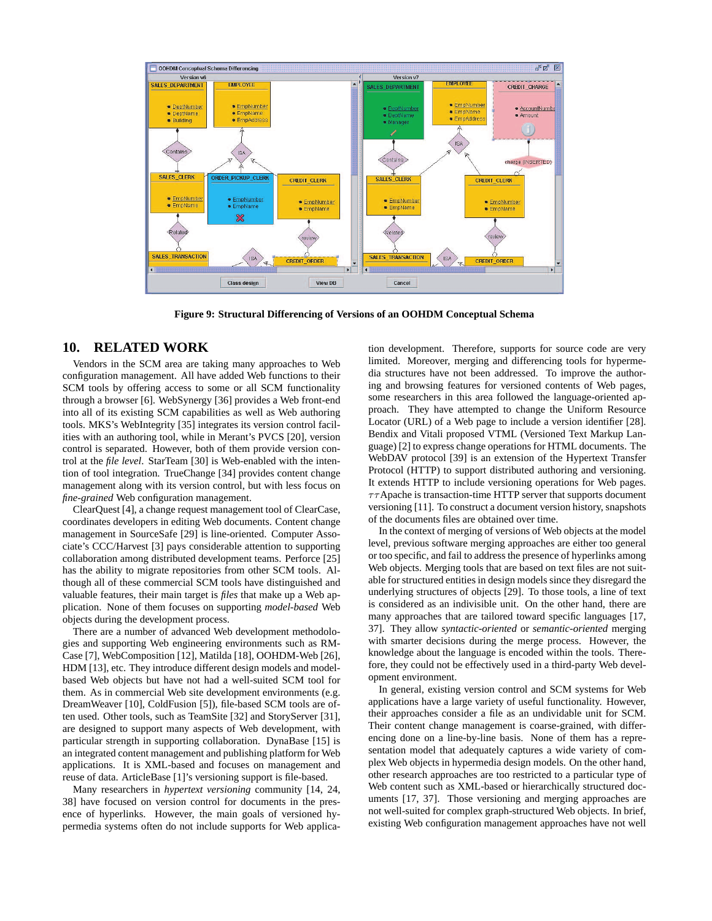Figure 9: Structural Differencing of Versions of an OOHDM Conceptual Schema

## 10. RELATED WORK

Vendors in the SCM area are taking many approaches to Web configuration management. All have added Web functions to their SCM tools by offering access to some or all SCM functionality through a browser [6]. WebSynergy [36] provides a Web front-end into all of its existing SCM capabilities as well as Web authoring tools. MKS's WebIntegrity [35] integrates its version control facilities with an authoring tool, while in Merant's PVCS [20], version control is separated. However, both of them provide version control at the *file level*. StarTeam [30] is Web-enabled with the intention of tool integration. TrueChange [34] provides content change management along with its version control, but with less focus on *fine-grained* Web configuration management.

ClearQuest [4], a change request management tool of ClearCase, coordinates developers in editing Web documents. Content change management in SourceSafe [29] is line-oriented. Computer Associate's CCC/Harvest [3] pays considerable attention to supporting collaboration among distributed development teams. Perforce [25] has the ability to migrate repositories from other SCM tools. Although all of these commercial SCM tools have distinguished and valuable features, their main target is *files* that make up a Web application. None of them focuses on supporting *model-based* Web objects during the development process.

There are a number of advanced Web development methodologies and supporting Web engineering environments such as RMCase [7], WebComposition [12], Matilda [18], OOHDM-Web [26], HDM [13], etc. They introduce different design models and model-based Web objects but have not had a well-suited SCM tool for them. As in commercial Web site development environments (e.g. DreamWeaver [10], ColdFusion [5]), file-based SCM tools are often used. Other tools, such as TeamSite [32] and StoryServer [31], are designed to support many aspects of Web development, with particular strength in supporting collaboration. DynaBase [15] is an integrated content management and publishing platform for Web applications. It is XML-based and focuses on management and reuse of data. ArticleBase [1]'s versioning support is file-based.

Many researchers in *hypertext versioning* community [14, 24, 38] have focused on version control for documents in the presence of hyperlinks. However, the main goals of versioned hypermedia systems often do not include supports for Web application development. Therefore, supports for source code are very limited. Moreover, merging and differencing tools for hypermedia structures have not been addressed. To improve the authoring and browsing features for versioned contents of Web pages, some researchers in hypertext community followed the language-oriented approach. They have attempted to change the Uniform Resource Locator (URL) of a Web page to include a version identifier [28]. Bendix and Vitali proposed VTML (Versioned Text Markup Language) [2] to express change operations for HTML documents. The WebDAV protocol [39] is an extension of the Hypertext Transfer Protocol (HTTP) to support distributed authoring and versioning. It extends HTTP to include versioning operations for Web pages. $\tau\tau$Apache is transaction-time HTTP server that supports document versioning [11]. To construct a document version history, snapshots of the documents files are obtained over time.

In the context of merging of versions of Web objects at the model level, previous software merging approaches are either too general or too specific, and fail to address the presence of hyperlinks among Web objects. Merging tools that are based on text files are not suitable for structured entities in design models since they disregard the underlying structures of objects [29]. To those tools, a line of text is considered as an indivisible unit. On the other hand, there are many approaches that are tailored toward specific languages [17, 37]. They allow *syntactic-oriented* or *semantic-oriented* merging with smarter decisions during the merge process. However, the knowledge about the language is encoded within the tools. Therefore, they could not be effectively used in a third-party Web development environment.

In general, existing version control and SCM systems for Web applications have a large variety of useful functionality. However, their approaches consider a file as an undividable unit for SCM. Their content change management is coarse-grained, with differencing done on a line-by-line basis. None of them has a representation model that adequately captures a wide variety of complex Web objects in hypermedia design models. On the other hand, other research approaches are too restricted to a particular type of Web content such as XML-based or hierarchically structured documents [17, 37]. Those versioning and merging approaches are not well-suited for complex graph-structured Web objects. In brief, existing Web configuration management approaches have not well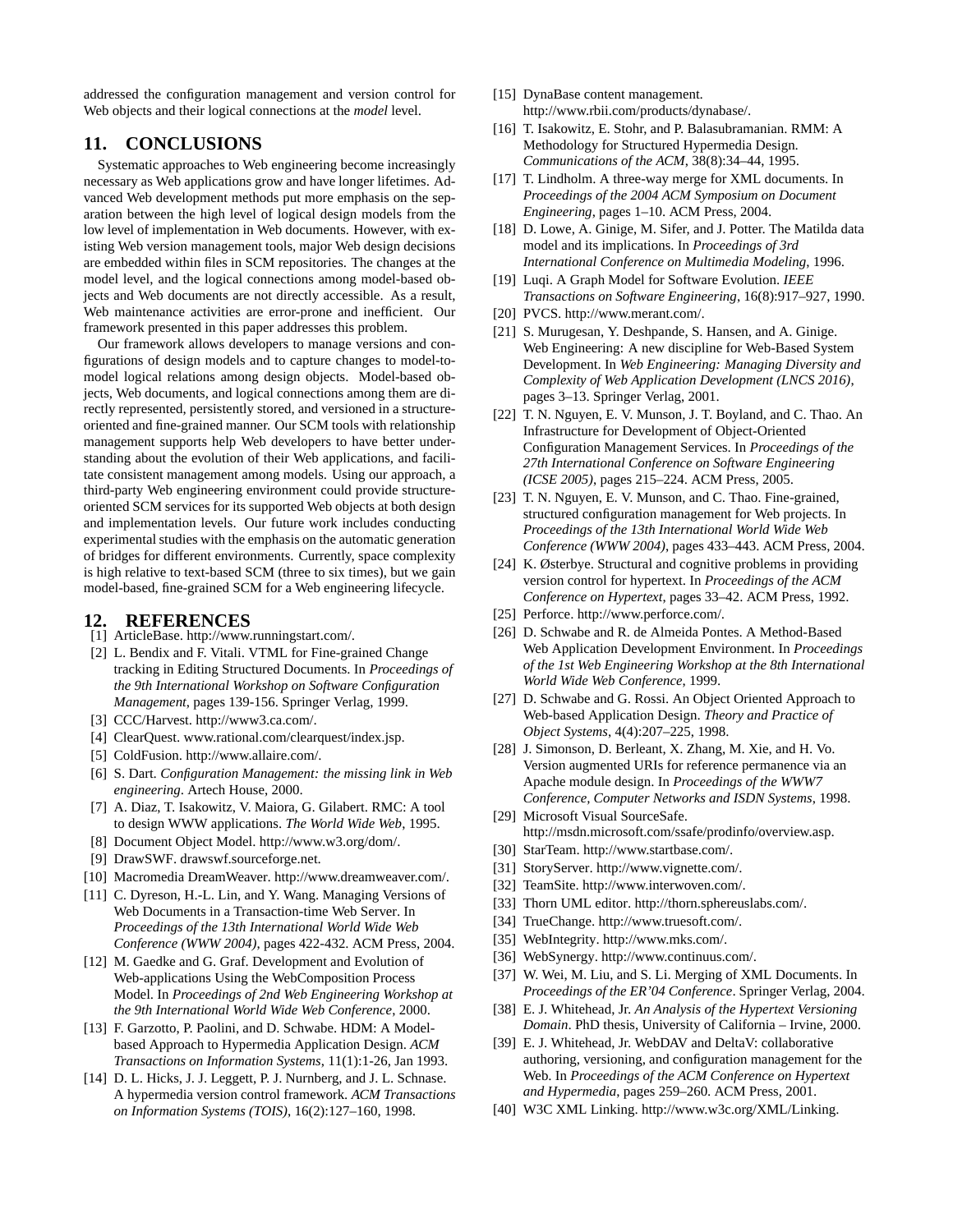addressed the configuration management and version control for Web objects and their logical connections at the *model* level.

## 11. CONCLUSIONS

Systematic approaches to Web engineering become increasingly necessary as Web applications grow and have longer lifetimes. Advanced Web development methods put more emphasis on the separation between the high level of logical design models from the low level of implementation in Web documents. However, with existing Web version management tools, major Web design decisions are embedded within files in SCM repositories. The changes at the model level, and the logical connections among model-based objects and Web documents are not directly accessible. As a result, Web maintenance activities are error-prone and inefficient. Our framework presented in this paper addresses this problem.

Our framework allows developers to manage versions and configurations of design models and to capture changes to model-to-model logical relations among design objects. Model-based objects, Web documents, and logical connections among them are directly represented, persistently stored, and versioned in a structure-oriented and fine-grained manner. Our SCM tools with relationship management supports help Web developers to have better understanding about the evolution of their Web applications, and facilitate consistent management among models. Using our approach, a third-party Web engineering environment could provide structure-oriented SCM services for its supported Web objects at both design and implementation levels. Our future work includes conducting experimental studies with the emphasis on the automatic generation of bridges for different environments. Currently, space complexity is high relative to text-based SCM (three to six times), but we gain model-based, fine-grained SCM for a Web engineering lifecycle.

## 12. REFERENCES

[1] ArticleBase. http://www.runningstart.com/.

[2] L. Bendix and F. Vitali. VTML for Fine-grained Change tracking in Editing Structured Documents. In *Proceedings of the 9th International Workshop on Software Configuration Management*, pages 139-156. Springer Verlag, 1999.

[3] CCC/Harvest. http://www3.ca.com/.

[4] ClearQuest. www.rational.com/clearquest/index.jsp.

[5] ColdFusion. http://www.allaire.com/.

[6] S. Dart. *Configuration Management: the missing link in Web engineering*. Artech House, 2000.

[7] A. Diaz, T. Isakowitz, V. Maiora, G. Gilabert. RMC: A tool to design WWW applications. *The World Wide Web*, 1995.

[8] Document Object Model. http://www.w3.org/dom/.

[9] DrawSWF. drawswf.sourceforge.net.

[10] Macromedia DreamWeaver. http://www.dreamweaver.com/.

[11] C. Dyreson, H.-L. Lin, and Y. Wang. Managing Versions of Web Documents in a Transaction-time Web Server. In *Proceedings of the 13th International World Wide Web Conference (WWW 2004)*, pages 422-432. ACM Press, 2004.

[12] M. Gaedke and G. Graf. Development and Evolution of Web-applications Using the WebComposition Process Model. In *Proceedings of 2nd Web Engineering Workshop at the 9th International World Wide Web Conference*, 2000.

[13] F. Garzotto, P. Paolini, and D. Schwabe. HDM: A Model-based Approach to Hypermedia Application Design. *ACM Transactions on Information Systems*, 11(1):1-26, Jan 1993.

[14] D. L. Hicks, J. J. Leggett, P. J. Nurnberg, and J. L. Schnase. A hypermedia version control framework. *ACM Transactions on Information Systems (TOIS)*, 16(2):127–160, 1998.

[15] DynaBase content management. http://www.rbii.com/products/dynabase/.

[16] T. Isakowitz, E. Stohr, and P. Balasubramanian. RMM: A Methodology for Structured Hypermedia Design. *Communications of the ACM*, 38(8):34–44, 1995.

[17] T. Lindholm. A three-way merge for XML documents. In *Proceedings of the 2004 ACM Symposium on Document Engineering*, pages 1–10. ACM Press, 2004.

[18] D. Lowe, A. Ginige, M. Sifer, and J. Potter. The Matilda data model and its implications. In *Proceedings of 3rd International Conference on Multimedia Modeling*, 1996.

[19] Luqi. A Graph Model for Software Evolution. *IEEE Transactions on Software Engineering*, 16(8):917–927, 1990.

[20] PVCS. http://www.merant.com/.

[21] S. Murugesan, Y. Deshpande, S. Hansen, and A. Ginige. Web Engineering: A new discipline for Web-Based System Development. In *Web Engineering: Managing Diversity and Complexity of Web Application Development (LNCS 2016)*, pages 3–13. Springer Verlag, 2001.

[22] T. N. Nguyen, E. V. Munson, J. T. Boyland, and C. Thao. An Infrastructure for Development of Object-Oriented Configuration Management Services. In *Proceedings of the 27th International Conference on Software Engineering (ICSE 2005)*, pages 215–224. ACM Press, 2005.

[23] T. N. Nguyen, E. V. Munson, and C. Thao. Fine-grained, structured configuration management for Web projects. In *Proceedings of the 13th International World Wide Web Conference (WWW 2004)*, pages 433–443. ACM Press, 2004.

[24] K. Østerbye. Structural and cognitive problems in providing version control for hypertext. In *Proceedings of the ACM Conference on Hypertext*, pages 33–42. ACM Press, 1992.

[25] Perforce. http://www.perforce.com/.

[26] D. Schwabe and R. de Almeida Pontes. A Method-Based Web Application Development Environment. In *Proceedings of the 1st Web Engineering Workshop at the 8th International World Wide Web Conference*, 1999.

[27] D. Schwabe and G. Rossi. An Object Oriented Approach to Web-based Application Design. *Theory and Practice of Object Systems*, 4(4):207–225, 1998.

[28] J. Simonson, D. Berleant, X. Zhang, M. Xie, and H. Vo. Version augmented URIs for reference permanence via an Apache module design. In *Proceedings of the WWW7 Conference, Computer Networks and ISDN Systems*, 1998.

[29] Microsoft Visual SourceSafe. http://msdn.microsoft.com/ssafe/prodinfo/overview.asp.

[30] StarTeam. http://www.startbase.com/.

[31] StoryServer. http://www.vignette.com/.

[32] TeamSite. http://www.interwoven.com/.

[33] Thorn UML editor. http://thorn.sphereuslabs.com/.

[34] TrueChange. http://www.truesoft.com/.

[35] WebIntegrity. http://www.mks.com/.

[36] WebSynergy. http://www.continuus.com/.

[37] W. Wei, M. Liu, and S. Li. Merging of XML Documents. In *Proceedings of the ER'04 Conference*. Springer Verlag, 2004.

[38] E. J. Whitehead, Jr. *An Analysis of the Hypertext Versioning Domain*. PhD thesis, University of California – Irvine, 2000.

[39] E. J. Whitehead, Jr. WebDAV and DeltaV: collaborative authoring, versioning, and configuration management for the Web. In *Proceedings of the ACM Conference on Hypertext and Hypermedia*, pages 259–260. ACM Press, 2001.

[40] W3C XML Linking. http://www.w3c.org/XML/Linking.